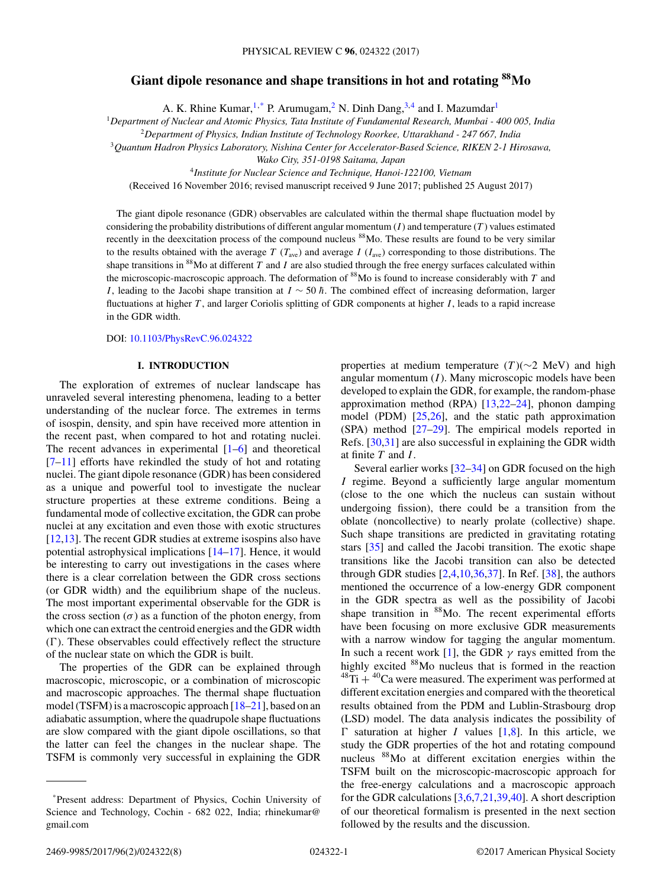# Giant dipole resonance and shape transitions in hot and rotating $^{88}$Mo

A. K. Rhine Kumar,[1,*] P. Arumugam,[2] N. Dinh Dang,[3,4] and I. Mazumdar[1]

[1]Department of Nuclear and Atomic Physics, Tata Institute of Fundamental Research, Mumbai - 400 005, India

[2]Department of Physics, Indian Institute of Technology Roorkee, Uttarakhand - 247 667, India

[3]Quantum Hadron Physics Laboratory, Nishina Center for Accelerator-Based Science, RIKEN 2-1 Hirosawa, Wako City, 351-0198 Saitama, Japan

[4]Institute for Nuclear Science and Technique, Hanoi-122100, Vietnam

(Received 16 November 2016; revised manuscript received 9 June 2017; published 25 August 2017)

The giant dipole resonance (GDR) observables are calculated within the thermal shape fluctuation model by considering the probability distributions of different angular momentum ($I$) and temperature ($T$) values estimated recently in the deexcitation process of the compound nucleus $^{88}$Mo. These results are found to be very similar to the results obtained with the average $T$ ($T_{\text{ave}}$) and average $I$ ($I_{\text{ave}}$) corresponding to those distributions. The shape transitions in $^{88}$Mo at different $T$ and $I$ are also studied through the free energy surfaces calculated within the microscopic-macroscopic approach. The deformation of $^{88}$Mo is found to increase considerably with $T$ and $I$, leading to the Jacobi shape transition at $I \sim 50\,\hbar$. The combined effect of increasing deformation, larger fluctuations at higher $T$, and larger Coriolis splitting of GDR components at higher $I$, leads to a rapid increase in the GDR width.

DOI: 10.1103/PhysRevC.96.024322

## I. INTRODUCTION

The exploration of extremes of nuclear landscape has unraveled several interesting phenomena, leading to a better understanding of the nuclear force. The extremes in terms of isospin, density, and spin have received more attention in the recent past, when compared to hot and rotating nuclei. The recent advances in experimental [1–6] and theoretical [7–11] efforts have rekindled the study of hot and rotating nuclei. The giant dipole resonance (GDR) has been considered as a unique and powerful tool to investigate the nuclear structure properties at these extreme conditions. Being a fundamental mode of collective excitation, the GDR can probe nuclei at any excitation and even those with exotic structures [12,13]. The recent GDR studies at extreme isospins also have potential astrophysical implications [14–17]. Hence, it would be interesting to carry out investigations in the cases where there is a clear correlation between the GDR cross sections (or GDR width) and the equilibrium shape of the nucleus. The most important experimental observable for the GDR is the cross section ($\sigma$) as a function of the photon energy, from which one can extract the centroid energies and the GDR width ($\Gamma$). These observables could effectively reflect the structure of the nuclear state on which the GDR is built.

The properties of the GDR can be explained through macroscopic, microscopic, or a combination of microscopic and macroscopic approaches. The thermal shape fluctuation model (TSFM) is a macroscopic approach [18–21], based on an adiabatic assumption, where the quadrupole shape fluctuations are slow compared with the giant dipole oscillations, so that the latter can feel the changes in the nuclear shape. The TSFM is commonly very successful in explaining the GDR properties at medium temperature ($T$)($\sim$2 MeV) and high angular momentum ($I$). Many microscopic models have been developed to explain the GDR, for example, the random-phase approximation method (RPA) [13,22–24], phonon damping model (PDM) [25,26], and the static path approximation (SPA) method [27–29]. The empirical models reported in Refs. [30,31] are also successful in explaining the GDR width at finite $T$ and $I$.

Several earlier works [32–34] on GDR focused on the high $I$ regime. Beyond a sufficiently large angular momentum (close to the one which the nucleus can sustain without undergoing fission), there could be a transition from the oblate (noncollective) to nearly prolate (collective) shape. Such shape transitions are predicted in gravitating rotating stars [35] and called the Jacobi transition. The exotic shape transitions like the Jacobi transition can also be detected through GDR studies [2,4,10,36,37]. In Ref. [38], the authors mentioned the occurrence of a low-energy GDR component in the GDR spectra as well as the possibility of Jacobi shape transition in $^{88}$Mo. The recent experimental efforts have been focusing on more exclusive GDR measurements with a narrow window for tagging the angular momentum. In such a recent work [1], the GDR $\gamma$ rays emitted from the highly excited $^{88}$Mo nucleus that is formed in the reaction $^{48}$Ti + $^{40}$Ca were measured. The experiment was performed at different excitation energies and compared with the theoretical results obtained from the PDM and Lublin-Strasbourg drop (LSD) model. The data analysis indicates the possibility of $\Gamma$ saturation at higher $I$ values [1,8]. In this article, we study the GDR properties of the hot and rotating compound nucleus $^{88}$Mo at different excitation energies within the TSFM built on the microscopic-macroscopic approach for the free-energy calculations and a macroscopic approach for the GDR calculations [3,6,7,21,39,40]. A short description of our theoretical formalism is presented in the next section followed by the results and the discussion.

---

*Present address: Department of Physics, Cochin University of Science and Technology, Cochin - 682 022, India; rhinekumar@gmail.com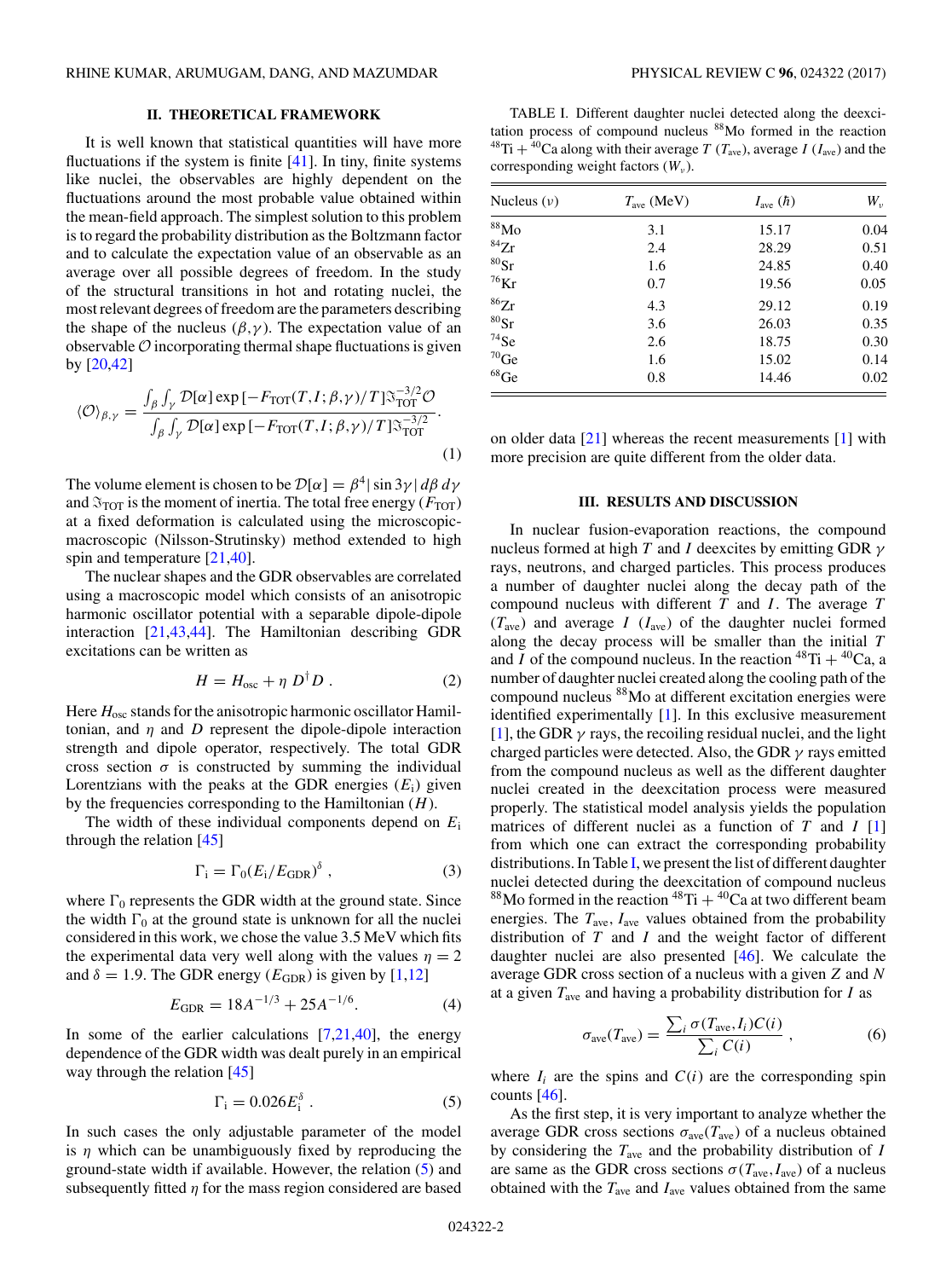## II. THEORETICAL FRAMEWORK

It is well known that statistical quantities will have more fluctuations if the system is finite [41]. In tiny, finite systems like nuclei, the observables are highly dependent on the fluctuations around the most probable value obtained within the mean-field approach. The simplest solution to this problem is to regard the probability distribution as the Boltzmann factor and to calculate the expectation value of an observable as an average over all possible degrees of freedom. In the study of the structural transitions in hot and rotating nuclei, the most relevant degrees of freedom are the parameters describing the shape of the nucleus $(\beta,\gamma)$. The expectation value of an observable $\mathcal{O}$ incorporating thermal shape fluctuations is given by [20,42]

$$\langle \mathcal{O}\rangle_{\beta,\gamma} = \frac{\int_\beta \int_\gamma \mathcal{D}[\alpha] \exp\left[-F_{\rm TOT}(T,I;\beta,\gamma)/T\right]\Im_{\rm TOT}^{-3/2}\mathcal{O}}{\int_\beta \int_\gamma \mathcal{D}[\alpha] \exp\left[-F_{\rm TOT}(T,I;\beta,\gamma)/T\right]\Im_{\rm TOT}^{-3/2}}. \tag{1}$$

The volume element is chosen to be $\mathcal{D}[\alpha] = \beta^4 |\sin 3\gamma|\, d\beta\, d\gamma$ and $\Im_{\rm TOT}$ is the moment of inertia. The total free energy ($F_{\rm TOT}$) at a fixed deformation is calculated using the microscopic-macroscopic (Nilsson-Strutinsky) method extended to high spin and temperature [21,40].

The nuclear shapes and the GDR observables are correlated using a macroscopic model which consists of an anisotropic harmonic oscillator potential with a separable dipole-dipole interaction [21,43,44]. The Hamiltonian describing GDR excitations can be written as

$$H = H_{\rm osc} + \eta\, D^\dagger D\ . \tag{2}$$

Here $H_{\rm osc}$ stands for the anisotropic harmonic oscillator Hamiltonian, and $\eta$ and $D$ represent the dipole-dipole interaction strength and dipole operator, respectively. The total GDR cross section $\sigma$ is constructed by summing the individual Lorentzians with the peaks at the GDR energies ($E_{\rm i}$) given by the frequencies corresponding to the Hamiltonian ($H$).

The width of these individual components depend on $E_{\rm i}$ through the relation [45]

$$\Gamma_{\rm i} = \Gamma_0 (E_{\rm i}/E_{\rm GDR})^{\delta}\ , \tag{3}$$

where $\Gamma_0$ represents the GDR width at the ground state. Since the width $\Gamma_0$ at the ground state is unknown for all the nuclei considered in this work, we chose the value 3.5 MeV which fits the experimental data very well along with the values $\eta = 2$ and $\delta = 1.9$. The GDR energy ($E_{\rm GDR}$) is given by [1,12]

$$E_{\rm GDR} = 18A^{-1/3} + 25A^{-1/6}. \tag{4}$$

In some of the earlier calculations [7,21,40], the energy dependence of the GDR width was dealt purely in an empirical way through the relation [45]

$$\Gamma_{\rm i} = 0.026 E_{\rm i}^{\delta}\ . \tag{5}$$

In such cases the only adjustable parameter of the model is $\eta$ which can be unambiguously fixed by reproducing the ground-state width if available. However, the relation (5) and subsequently fitted $\eta$ for the mass region considered are based on older data [21] whereas the recent measurements [1] with more precision are quite different from the older data.

TABLE I. Different daughter nuclei detected along the deexcitation process of compound nucleus $^{88}$Mo formed in the reaction $^{48}$Ti + $^{40}$Ca along with their average $T$ ($T_{\rm ave}$), average $I$ ($I_{\rm ave}$) and the corresponding weight factors ($W_\nu$).

| Nucleus ($\nu$) | $T_{\rm ave}$ (MeV) | $I_{\rm ave}$ ($\hbar$) | $W_\nu$ |
|---|---|---|---|
| $^{88}$Mo | 3.1 | 15.17 | 0.04 |
| $^{84}$Zr | 2.4 | 28.29 | 0.51 |
| $^{80}$Sr | 1.6 | 24.85 | 0.40 |
| $^{76}$Kr | 0.7 | 19.56 | 0.05 |
| $^{86}$Zr | 4.3 | 29.12 | 0.19 |
| $^{80}$Sr | 3.6 | 26.03 | 0.35 |
| $^{74}$Se | 2.6 | 18.75 | 0.30 |
| $^{70}$Ge | 1.6 | 15.02 | 0.14 |
| $^{68}$Ge | 0.8 | 14.46 | 0.02 |

## III. RESULTS AND DISCUSSION

In nuclear fusion-evaporation reactions, the compound nucleus formed at high $T$ and $I$ deexcites by emitting GDR $\gamma$ rays, neutrons, and charged particles. This process produces a number of daughter nuclei along the decay path of the compound nucleus with different $T$ and $I$. The average $T$ ($T_{\rm ave}$) and average $I$ ($I_{\rm ave}$) of the daughter nuclei formed along the decay process will be smaller than the initial $T$ and $I$ of the compound nucleus. In the reaction $^{48}$Ti + $^{40}$Ca, a number of daughter nuclei created along the cooling path of the compound nucleus $^{88}$Mo at different excitation energies were identified experimentally [1]. In this exclusive measurement [1], the GDR $\gamma$ rays, the recoiling residual nuclei, and the light charged particles were detected. Also, the GDR $\gamma$ rays emitted from the compound nucleus as well as the different daughter nuclei created in the deexcitation process were measured properly. The statistical model analysis yields the population matrices of different nuclei as a function of $T$ and $I$ [1] from which one can extract the corresponding probability distributions. In Table I, we present the list of different daughter nuclei detected during the deexcitation of compound nucleus $^{88}$Mo formed in the reaction $^{48}$Ti + $^{40}$Ca at two different beam energies. The $T_{\rm ave}$, $I_{\rm ave}$ values obtained from the probability distribution of $T$ and $I$ and the weight factor of different daughter nuclei are also presented [46]. We calculate the average GDR cross section of a nucleus with a given $Z$ and $N$ at a given $T_{\rm ave}$ and having a probability distribution for $I$ as

$$\sigma_{\rm ave}(T_{\rm ave}) = \frac{\sum_i \sigma(T_{\rm ave}, I_i) C(i)}{\sum_i C(i)}\ , \tag{6}$$

where $I_i$ are the spins and $C(i)$ are the corresponding spin counts [46].

As the first step, it is very important to analyze whether the average GDR cross sections $\sigma_{\rm ave}(T_{\rm ave})$ of a nucleus obtained by considering the $T_{\rm ave}$ and the probability distribution of $I$ are same as the GDR cross sections $\sigma(T_{\rm ave}, I_{\rm ave})$ of a nucleus obtained with the $T_{\rm ave}$ and $I_{\rm ave}$ values obtained from the same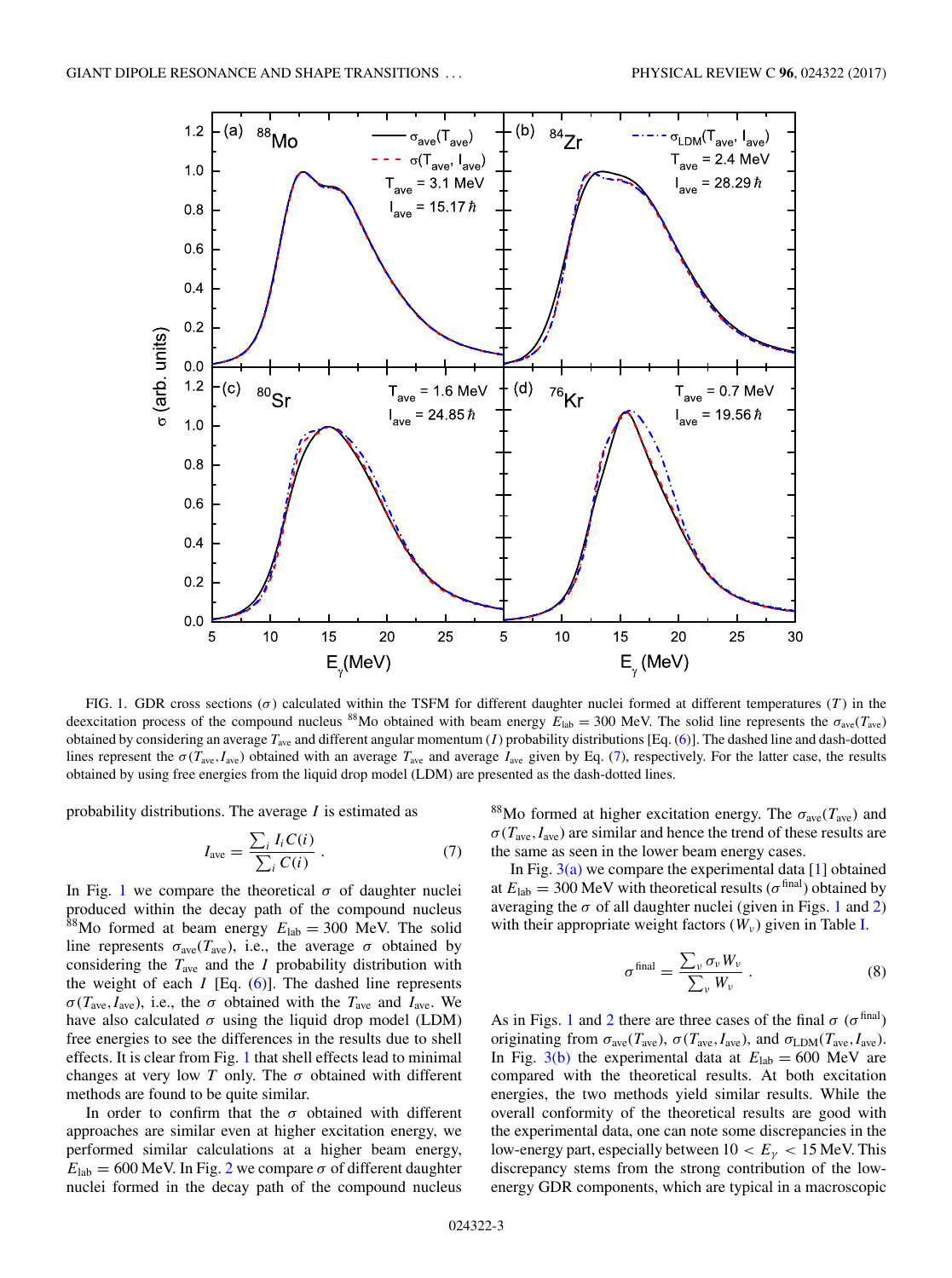FIG. 1. GDR cross sections ($\sigma$) calculated within the TSFM for different daughter nuclei formed at different temperatures ($T$) in the deexcitation process of the compound nucleus $^{88}$Mo obtained with beam energy $E_{\rm lab} = 300$ MeV. The solid line represents the $\sigma_{\rm ave}(T_{\rm ave})$ obtained by considering an average $T_{\rm ave}$ and different angular momentum ($I$) probability distributions [Eq. (6)]. The dashed line and dash-dotted lines represent the $\sigma(T_{\rm ave}, I_{\rm ave})$ obtained with an average $T_{\rm ave}$ and average $I_{\rm ave}$ given by Eq. (7), respectively. For the latter case, the results obtained by using free energies from the liquid drop model (LDM) are presented as the dash-dotted lines.

probability distributions. The average $I$ is estimated as

$$I_{\rm ave} = \frac{\sum_i I_i C(i)}{\sum_i C(i)} . \tag{7}$$

In Fig. 1 we compare the theoretical $\sigma$ of daughter nuclei produced within the decay path of the compound nucleus $^{88}$Mo formed at beam energy $E_{\rm lab} = 300$ MeV. The solid line represents $\sigma_{\rm ave}(T_{\rm ave})$, i.e., the average $\sigma$ obtained by considering the $T_{\rm ave}$ and the $I$ probability distribution with the weight of each $I$ [Eq. (6)]. The dashed line represents $\sigma(T_{\rm ave}, I_{\rm ave})$, i.e., the $\sigma$ obtained with the $T_{\rm ave}$ and $I_{\rm ave}$. We have also calculated $\sigma$ using the liquid drop model (LDM) free energies to see the differences in the results due to shell effects. It is clear from Fig. 1 that shell effects lead to minimal changes at very low $T$ only. The $\sigma$ obtained with different methods are found to be quite similar.

In order to confirm that the $\sigma$ obtained with different approaches are similar even at higher excitation energy, we performed similar calculations at a higher beam energy, $E_{\rm lab} = 600$ MeV. In Fig. 2 we compare $\sigma$ of different daughter nuclei formed in the decay path of the compound nucleus $^{88}$Mo formed at higher excitation energy. The $\sigma_{\rm ave}(T_{\rm ave})$ and $\sigma(T_{\rm ave}, I_{\rm ave})$ are similar and hence the trend of these results are the same as seen in the lower beam energy cases.

In Fig. 3(a) we compare the experimental data [1] obtained at $E_{\rm lab} = 300$ MeV with theoretical results ($\sigma^{\rm final}$) obtained by averaging the $\sigma$ of all daughter nuclei (given in Figs. 1 and 2) with their appropriate weight factors ($W_\nu$) given in Table I.

$$\sigma^{\rm final} = \frac{\sum_\nu \sigma_\nu W_\nu}{\sum_\nu W_\nu} . \tag{8}$$

As in Figs. 1 and 2 there are three cases of the final $\sigma$ ($\sigma^{\rm final}$) originating from $\sigma_{\rm ave}(T_{\rm ave})$, $\sigma(T_{\rm ave}, I_{\rm ave})$, and $\sigma_{\rm LDM}(T_{\rm ave}, I_{\rm ave})$. In Fig. 3(b) the experimental data at $E_{\rm lab} = 600$ MeV are compared with the theoretical results. At both excitation energies, the two methods yield similar results. While the overall conformity of the theoretical results are good with the experimental data, one can note some discrepancies in the low-energy part, especially between $10 < E_\gamma < 15$ MeV. This discrepancy stems from the strong contribution of the low-energy GDR components, which are typical in a macroscopic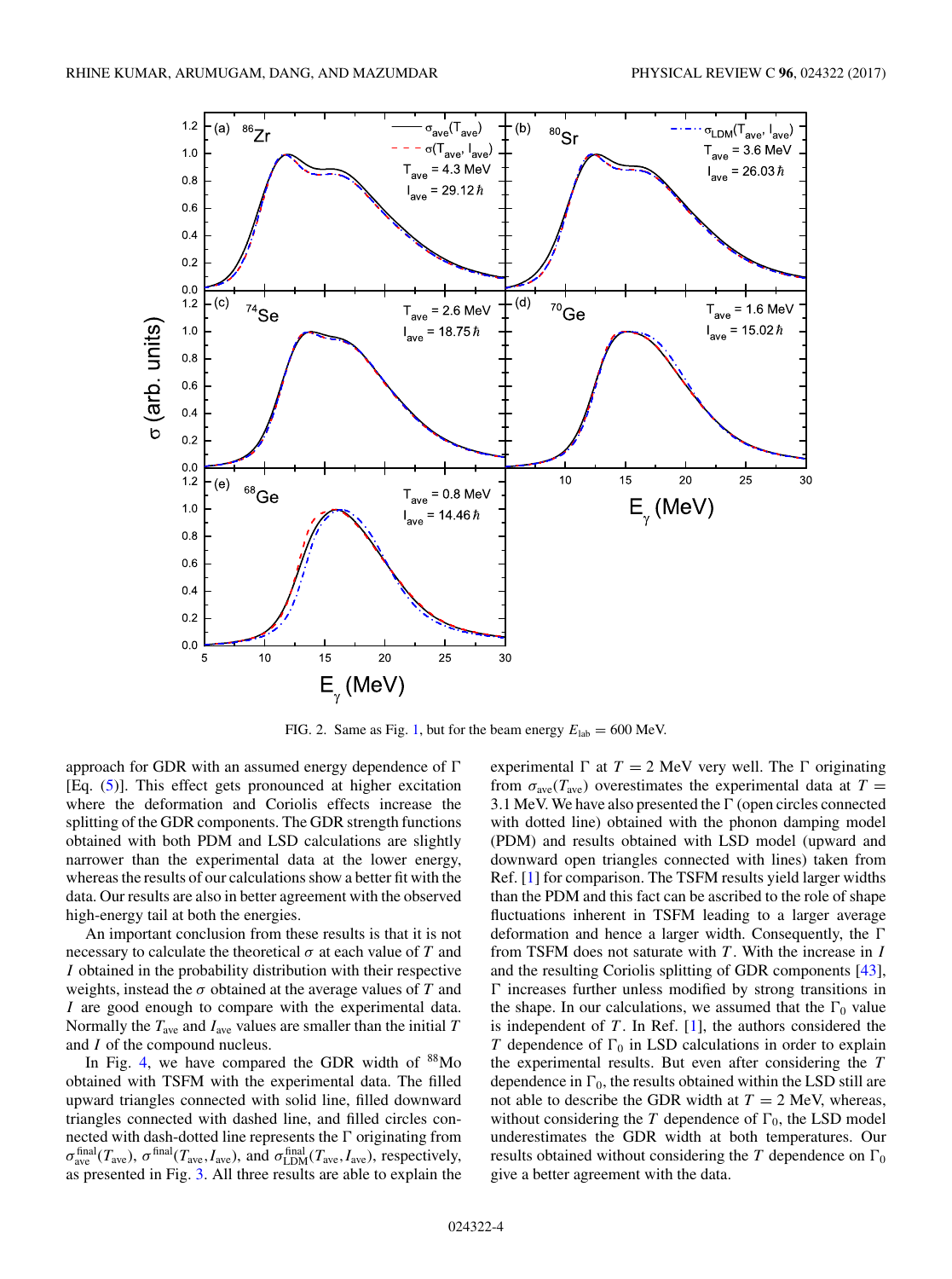FIG. 2. Same as Fig. 1, but for the beam energy $E_{\rm lab} = 600$ MeV.

approach for GDR with an assumed energy dependence of $\Gamma$ [Eq. (5)]. This effect gets pronounced at higher excitation where the deformation and Coriolis effects increase the splitting of the GDR components. The GDR strength functions obtained with both PDM and LSD calculations are slightly narrower than the experimental data at the lower energy, whereas the results of our calculations show a better fit with the data. Our results are also in better agreement with the observed high-energy tail at both the energies.

An important conclusion from these results is that it is not necessary to calculate the theoretical $\sigma$ at each value of $T$ and $I$ obtained in the probability distribution with their respective weights, instead the $\sigma$ obtained at the average values of $T$ and $I$ are good enough to compare with the experimental data. Normally the $T_{\rm ave}$ and $I_{\rm ave}$ values are smaller than the initial $T$ and $I$ of the compound nucleus.

In Fig. 4, we have compared the GDR width of $^{88}$Mo obtained with TSFM with the experimental data. The filled upward triangles connected with solid line, filled downward triangles connected with dashed line, and filled circles connected with dash-dotted line represents the $\Gamma$ originating from $\sigma^{\rm final}_{\rm ave}(T_{\rm ave})$, $\sigma^{\rm final}(T_{\rm ave}, I_{\rm ave})$, and $\sigma^{\rm final}_{\rm LDM}(T_{\rm ave}, I_{\rm ave})$, respectively, as presented in Fig. 3. All three results are able to explain the experimental $\Gamma$ at $T = 2$ MeV very well. The $\Gamma$ originating from $\sigma_{\rm ave}(T_{\rm ave})$ overestimates the experimental data at $T = 3.1$ MeV. We have also presented the $\Gamma$ (open circles connected with dotted line) obtained with the phonon damping model (PDM) and results obtained with LSD model (upward and downward open triangles connected with lines) taken from Ref. [1] for comparison. The TSFM results yield larger widths than the PDM and this fact can be ascribed to the role of shape fluctuations inherent in TSFM leading to a larger average deformation and hence a larger width. Consequently, the $\Gamma$ from TSFM does not saturate with $T$. With the increase in $I$ and the resulting Coriolis splitting of GDR components [43], $\Gamma$ increases further unless modified by strong transitions in the shape. In our calculations, we assumed that the $\Gamma_0$ value is independent of $T$. In Ref. [1], the authors considered the $T$ dependence of $\Gamma_0$ in LSD calculations in order to explain the experimental results. But even after considering the $T$ dependence in $\Gamma_0$, the results obtained within the LSD still are not able to describe the GDR width at $T = 2$ MeV, whereas, without considering the $T$ dependence of $\Gamma_0$, the LSD model underestimates the GDR width at both temperatures. Our results obtained without considering the $T$ dependence on $\Gamma_0$ give a better agreement with the data.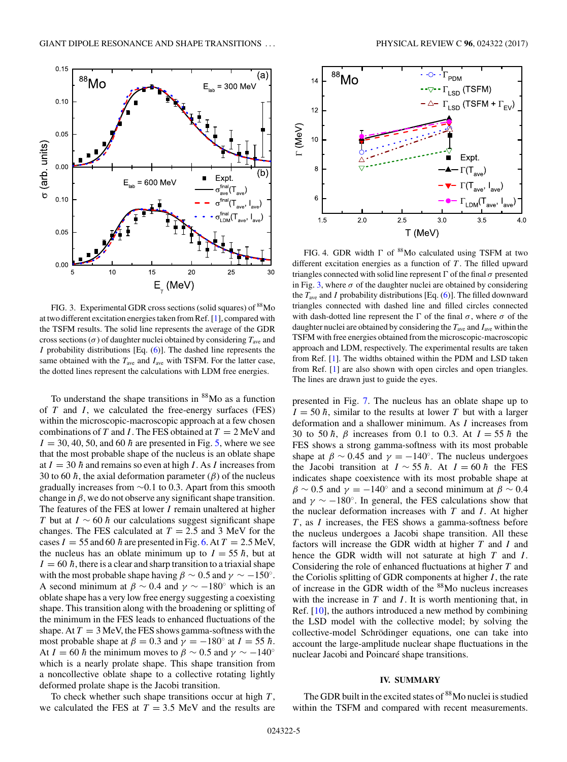FIG. 3. Experimental GDR cross sections (solid squares) of $^{88}$Mo at two different excitation energies taken from Ref. [1], compared with the TSFM results. The solid line represents the average of the GDR cross sections ($\sigma$) of daughter nuclei obtained by considering $T_{\rm ave}$ and $I$ probability distributions [Eq. (6)]. The dashed line represents the same obtained with the $T_{\rm ave}$ and $I_{\rm ave}$ with TSFM. For the latter case, the dotted lines represent the calculations with LDM free energies.

To understand the shape transitions in $^{88}$Mo as a function of $T$ and $I$, we calculated the free-energy surfaces (FES) within the microscopic-macroscopic approach at a few chosen combinations of $T$ and $I$. The FES obtained at $T = 2$ MeV and $I = 30, 40, 50$, and $60\ \hbar$ are presented in Fig. 5, where we see that the most probable shape of the nucleus is an oblate shape at $I = 30\ \hbar$ and remains so even at high $I$. As $I$ increases from 30 to 60 $\hbar$, the axial deformation parameter ($\beta$) of the nucleus gradually increases from $\sim$0.1 to 0.3. Apart from this smooth change in $\beta$, we do not observe any significant shape transition. The features of the FES at lower $I$ remain unaltered at higher $T$ but at $I \sim 60\ \hbar$ our calculations suggest significant shape changes. The FES calculated at $T = 2.5$ and 3 MeV for the cases $I = 55$ and $60\ \hbar$ are presented in Fig. 6. At $T = 2.5$ MeV, the nucleus has an oblate minimum up to $I = 55\ \hbar$, but at $I = 60\ \hbar$, there is a clear and sharp transition to a triaxial shape with the most probable shape having $\beta \sim 0.5$ and $\gamma \sim -150^\circ$. A second minimum at $\beta \sim 0.4$ and $\gamma \sim -180^\circ$ which is an oblate shape has a very low free energy suggesting a coexisting shape. This transition along with the broadening or splitting of the minimum in the FES leads to enhanced fluctuations of the shape. At $T = 3$ MeV, the FES shows gamma-softness with the most probable shape at $\beta = 0.3$ and $\gamma = -180^\circ$ at $I = 55\ \hbar$. At $I = 60\ \hbar$ the minimum moves to $\beta \sim 0.5$ and $\gamma \sim -140^\circ$ which is a nearly prolate shape. This shape transition from a noncollective oblate shape to a collective rotating lightly deformed prolate shape is the Jacobi transition.

To check whether such shape transitions occur at high $T$, we calculated the FES at $T = 3.5$ MeV and the results are

FIG. 4. GDR width $\Gamma$ of $^{88}$Mo calculated using TSFM at two different excitation energies as a function of $T$. The filled upward triangles connected with solid line represent $\Gamma$ of the final $\sigma$ presented in Fig. 3, where $\sigma$ of the daughter nuclei are obtained by considering the $T_{\rm ave}$ and $I$ probability distributions [Eq. (6)]. The filled downward triangles connected with dashed line and filled circles connected with dash-dotted line represent the $\Gamma$ of the final $\sigma$, where $\sigma$ of the daughter nuclei are obtained by considering the $T_{\rm ave}$ and $I_{\rm ave}$ within the TSFM with free energies obtained from the microscopic-macroscopic approach and LDM, respectively. The experimental results are taken from Ref. [1]. The widths obtained within the PDM and LSD taken from Ref. [1] are also shown with open circles and open triangles. The lines are drawn just to guide the eyes.

presented in Fig. 7. The nucleus has an oblate shape up to $I = 50\ \hbar$, similar to the results at lower $T$ but with a larger deformation and a shallower minimum. As $I$ increases from 30 to 50 $\hbar$, $\beta$ increases from 0.1 to 0.3. At $I = 55\ \hbar$ the FES shows a strong gamma-softness with its most probable shape at $\beta \sim 0.45$ and $\gamma = -140^\circ$. The nucleus undergoes the Jacobi transition at $I \sim 55\ \hbar$. At $I = 60\ \hbar$ the FES indicates shape coexistence with its most probable shape at $\beta \sim 0.5$ and $\gamma = -140^\circ$ and a second minimum at $\beta \sim 0.4$ and $\gamma \sim -180^\circ$. In general, the FES calculations show that the nuclear deformation increases with $T$ and $I$. At higher $T$, as $I$ increases, the FES shows a gamma-softness before the nucleus undergoes a Jacobi shape transition. All these factors will increase the GDR width at higher $T$ and $I$ and hence the GDR width will not saturate at high $T$ and $I$. Considering the role of enhanced fluctuations at higher $T$ and the Coriolis splitting of GDR components at higher $I$, the rate of increase in the GDR width of the $^{88}$Mo nucleus increases with the increase in $T$ and $I$. It is worth mentioning that, in Ref. [10], the authors introduced a new method by combining the LSD model with the collective model; by solving the collective-model Schrödinger equations, one can take into account the large-amplitude nuclear shape fluctuations in the nuclear Jacobi and Poincaré shape transitions.

## IV. SUMMARY

The GDR built in the excited states of $^{88}$Mo nuclei is studied within the TSFM and compared with recent measurements.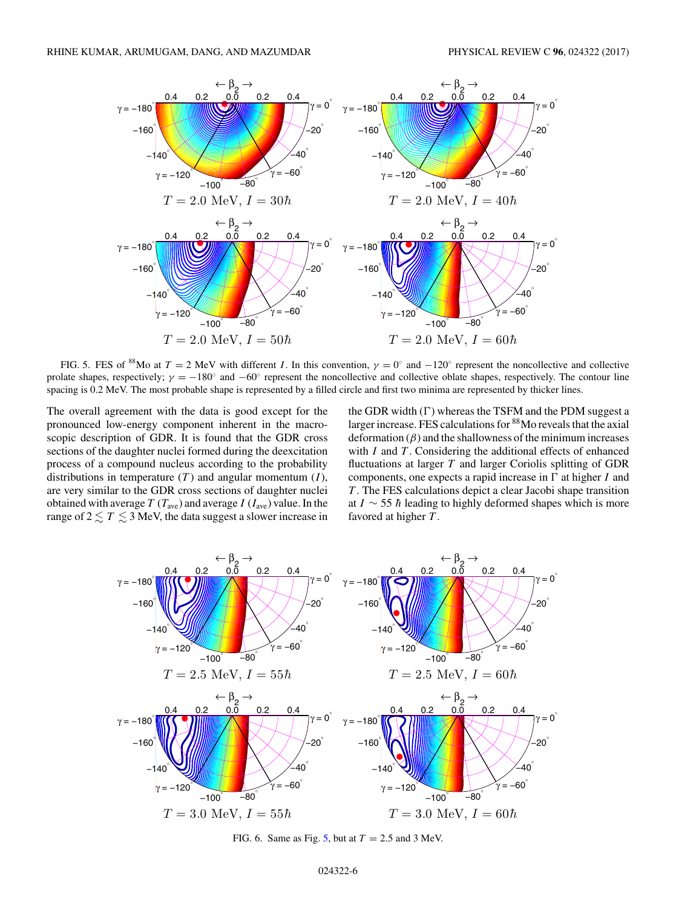FIG. 5. FES of [88]Mo at $T = 2$ MeV with different $I$. In this convention, $\gamma = 0^\circ$ and $-120^\circ$ represent the noncollective and collective prolate shapes, respectively; $\gamma = -180^\circ$ and $-60^\circ$ represent the noncollective and collective oblate shapes, respectively. The contour line spacing is 0.2 MeV. The most probable shape is represented by a filled circle and first two minima are represented by thicker lines.

The overall agreement with the data is good except for the pronounced low-energy component inherent in the macroscopic description of GDR. It is found that the GDR cross sections of the daughter nuclei formed during the deexcitation process of a compound nucleus according to the probability distributions in temperature ($T$) and angular momentum ($I$), are very similar to the GDR cross sections of daughter nuclei obtained with average $T$ ($T_{\text{ave}}$) and average $I$ ($I_{\text{ave}}$) value. In the range of $2 \lesssim T \lesssim 3$ MeV, the data suggest a slower increase in the GDR width ($\Gamma$) whereas the TSFM and the PDM suggest a larger increase. FES calculations for [88]Mo reveals that the axial deformation ($\beta$) and the shallowness of the minimum increases with $I$ and $T$. Considering the additional effects of enhanced fluctuations at larger $T$ and larger Coriolis splitting of GDR components, one expects a rapid increase in $\Gamma$ at higher $I$ and $T$. The FES calculations depict a clear Jacobi shape transition at $I \sim 55\ \hbar$ leading to highly deformed shapes which is more favored at higher $T$.

FIG. 6. Same as Fig. 5, but at $T = 2.5$ and 3 MeV.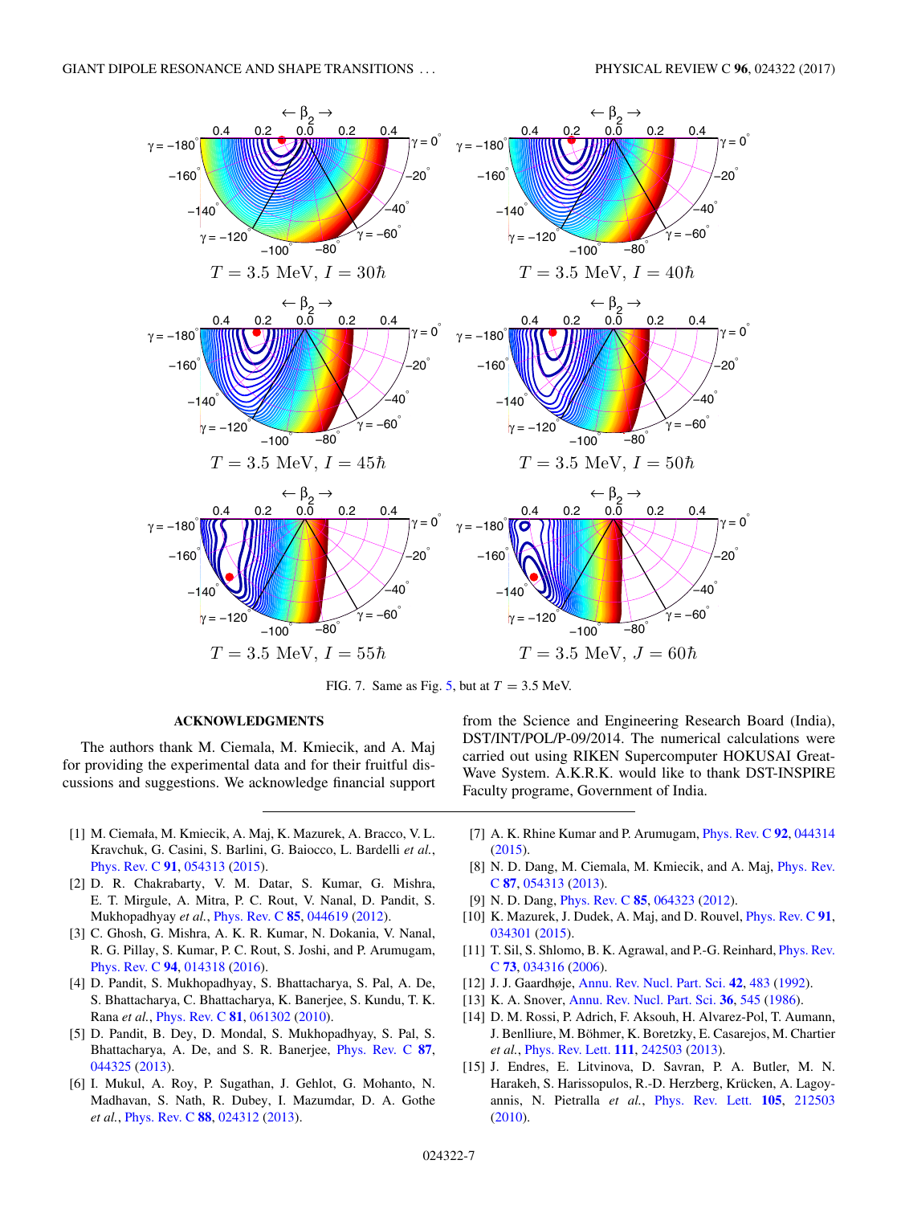FIG. 7. Same as Fig. 5, but at $T = 3.5$ MeV.

## ACKNOWLEDGMENTS

The authors thank M. Ciemała, M. Kmiecik, and A. Maj for providing the experimental data and for their fruitful discussions and suggestions. We acknowledge financial support from the Science and Engineering Research Board (India), DST/INT/POL/P-09/2014. The numerical calculations were carried out using RIKEN Supercomputer HOKUSAI Great-Wave System. A.K.R.K. would like to thank DST-INSPIRE Faculty programe, Government of India.

[1] M. Ciemała, M. Kmiecik, A. Maj, K. Mazurek, A. Bracco, V. L. Kravchuk, G. Casini, S. Barlini, G. Baiocco, L. Bardelli *et al.*, Phys. Rev. C **91**, 054313 (2015).

[2] D. R. Chakrabarty, V. M. Datar, S. Kumar, G. Mishra, E. T. Mirgule, A. Mitra, P. C. Rout, V. Nanal, D. Pandit, S. Mukhopadhyay *et al.*, Phys. Rev. C **85**, 044619 (2012).

[3] C. Ghosh, G. Mishra, A. K. R. Kumar, N. Dokania, V. Nanal, R. G. Pillay, S. Kumar, P. C. Rout, S. Joshi, and P. Arumugam, Phys. Rev. C **94**, 014318 (2016).

[4] D. Pandit, S. Mukhopadhyay, S. Bhattacharya, S. Pal, A. De, S. Bhattacharya, C. Bhattacharya, K. Banerjee, S. Kundu, T. K. Rana *et al.*, Phys. Rev. C **81**, 061302 (2010).

[5] D. Pandit, B. Dey, D. Mondal, S. Mukhopadhyay, S. Pal, S. Bhattacharya, A. De, and S. R. Banerjee, Phys. Rev. C **87**, 044325 (2013).

[6] I. Mukul, A. Roy, P. Sugathan, J. Gehlot, G. Mohanto, N. Madhavan, S. Nath, R. Dubey, I. Mazumdar, D. A. Gothe *et al.*, Phys. Rev. C **88**, 024312 (2013).

[7] A. K. Rhine Kumar and P. Arumugam, Phys. Rev. C **92**, 044314 (2015).

[8] N. D. Dang, M. Ciemala, M. Kmiecik, and A. Maj, Phys. Rev. C **87**, 054313 (2013).

[9] N. D. Dang, Phys. Rev. C **85**, 064323 (2012).

[10] K. Mazurek, J. Dudek, A. Maj, and D. Rouvel, Phys. Rev. C **91**, 034301 (2015).

[11] T. Sil, S. Shlomo, B. K. Agrawal, and P.-G. Reinhard, Phys. Rev. C **73**, 034316 (2006).

[12] J. J. Gaardhøje, Annu. Rev. Nucl. Part. Sci. **42**, 483 (1992).

[13] K. A. Snover, Annu. Rev. Nucl. Part. Sci. **36**, 545 (1986).

[14] D. M. Rossi, P. Adrich, F. Aksouh, H. Alvarez-Pol, T. Aumann, J. Benlliure, M. Böhmer, K. Boretzky, E. Casarejos, M. Chartier *et al.*, Phys. Rev. Lett. **111**, 242503 (2013).

[15] J. Endres, E. Litvinova, D. Savran, P. A. Butler, M. N. Harakeh, S. Harissopulos, R.-D. Herzberg, Krücken, A. Lagoyannis, N. Pietralla *et al.*, Phys. Rev. Lett. **105**, 212503 (2010).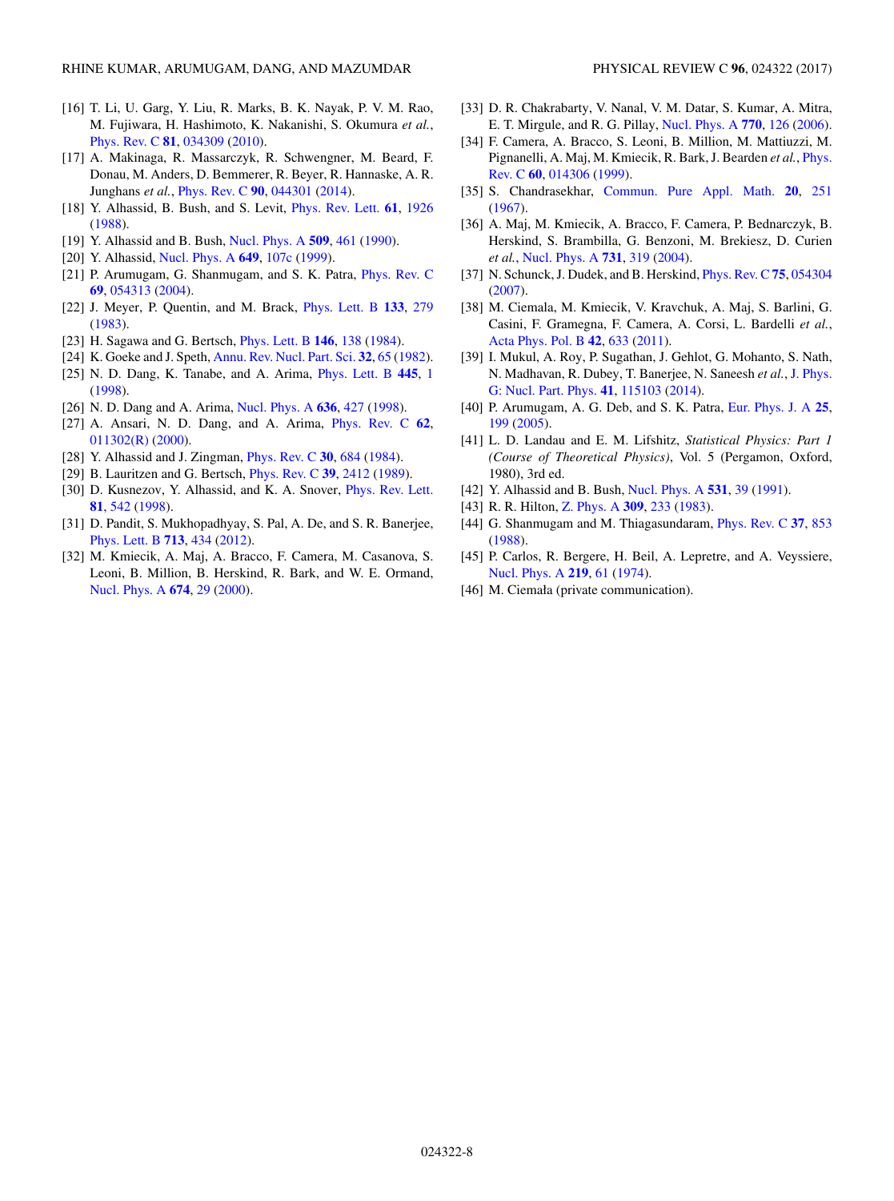[16] T. Li, U. Garg, Y. Liu, R. Marks, B. K. Nayak, P. V. M. Rao, M. Fujiwara, H. Hashimoto, K. Nakanishi, S. Okumura *et al.*, Phys. Rev. C **81**, 034309 (2010).

[17] A. Makinaga, R. Massarczyk, R. Schwengner, M. Beard, F. Donau, M. Anders, D. Bemmerer, R. Beyer, R. Hannaske, A. R. Junghans *et al.*, Phys. Rev. C **90**, 044301 (2014).

[18] Y. Alhassid, B. Bush, and S. Levit, Phys. Rev. Lett. **61**, 1926 (1988).

[19] Y. Alhassid and B. Bush, Nucl. Phys. A **509**, 461 (1990).

[20] Y. Alhassid, Nucl. Phys. A **649**, 107c (1999).

[21] P. Arumugam, G. Shanmugam, and S. K. Patra, Phys. Rev. C **69**, 054313 (2004).

[22] J. Meyer, P. Quentin, and M. Brack, Phys. Lett. B **133**, 279 (1983).

[23] H. Sagawa and G. Bertsch, Phys. Lett. B **146**, 138 (1984).

[24] K. Goeke and J. Speth, Annu. Rev. Nucl. Part. Sci. **32**, 65 (1982).

[25] N. D. Dang, K. Tanabe, and A. Arima, Phys. Lett. B **445**, 1 (1998).

[26] N. D. Dang and A. Arima, Nucl. Phys. A **636**, 427 (1998).

[27] A. Ansari, N. D. Dang, and A. Arima, Phys. Rev. C **62**, 011302(R) (2000).

[28] Y. Alhassid and J. Zingman, Phys. Rev. C **30**, 684 (1984).

[29] B. Lauritzen and G. Bertsch, Phys. Rev. C **39**, 2412 (1989).

[30] D. Kusnezov, Y. Alhassid, and K. A. Snover, Phys. Rev. Lett. **81**, 542 (1998).

[31] D. Pandit, S. Mukhopadhyay, S. Pal, A. De, and S. R. Banerjee, Phys. Lett. B **713**, 434 (2012).

[32] M. Kmiecik, A. Maj, A. Bracco, F. Camera, M. Casanova, S. Leoni, B. Million, B. Herskind, R. Bark, and W. E. Ormand, Nucl. Phys. A **674**, 29 (2000).

[33] D. R. Chakrabarty, V. Nanal, V. M. Datar, S. Kumar, A. Mitra, E. T. Mirgule, and R. G. Pillay, Nucl. Phys. A **770**, 126 (2006).

[34] F. Camera, A. Bracco, S. Leoni, B. Million, M. Mattiuzzi, M. Pignanelli, A. Maj, M. Kmiecik, R. Bark, J. Bearden *et al.*, Phys. Rev. C **60**, 014306 (1999).

[35] S. Chandrasekhar, Commun. Pure Appl. Math. **20**, 251 (1967).

[36] A. Maj, M. Kmiecik, A. Bracco, F. Camera, P. Bednarczyk, B. Herskind, S. Brambilla, G. Benzoni, M. Brekiesz, D. Curien *et al.*, Nucl. Phys. A **731**, 319 (2004).

[37] N. Schunck, J. Dudek, and B. Herskind, Phys. Rev. C **75**, 054304 (2007).

[38] M. Ciemala, M. Kmiecik, V. Kravchuk, A. Maj, S. Barlini, G. Casini, F. Gramegna, F. Camera, A. Corsi, L. Bardelli *et al.*, Acta Phys. Pol. B **42**, 633 (2011).

[39] I. Mukul, A. Roy, P. Sugathan, J. Gehlot, G. Mohanto, S. Nath, N. Madhavan, R. Dubey, T. Banerjee, N. Saneesh *et al.*, J. Phys. G: Nucl. Part. Phys. **41**, 115103 (2014).

[40] P. Arumugam, A. G. Deb, and S. K. Patra, Eur. Phys. J. A **25**, 199 (2005).

[41] L. D. Landau and E. M. Lifshitz, *Statistical Physics: Part 1 (Course of Theoretical Physics)*, Vol. 5 (Pergamon, Oxford, 1980), 3rd ed.

[42] Y. Alhassid and B. Bush, Nucl. Phys. A **531**, 39 (1991).

[43] R. R. Hilton, Z. Phys. A **309**, 233 (1983).

[44] G. Shanmugam and M. Thiagasundaram, Phys. Rev. C **37**, 853 (1988).

[45] P. Carlos, R. Bergere, H. Beil, A. Lepretre, and A. Veyssiere, Nucl. Phys. A **219**, 61 (1974).

[46] M. Ciemała (private communication).